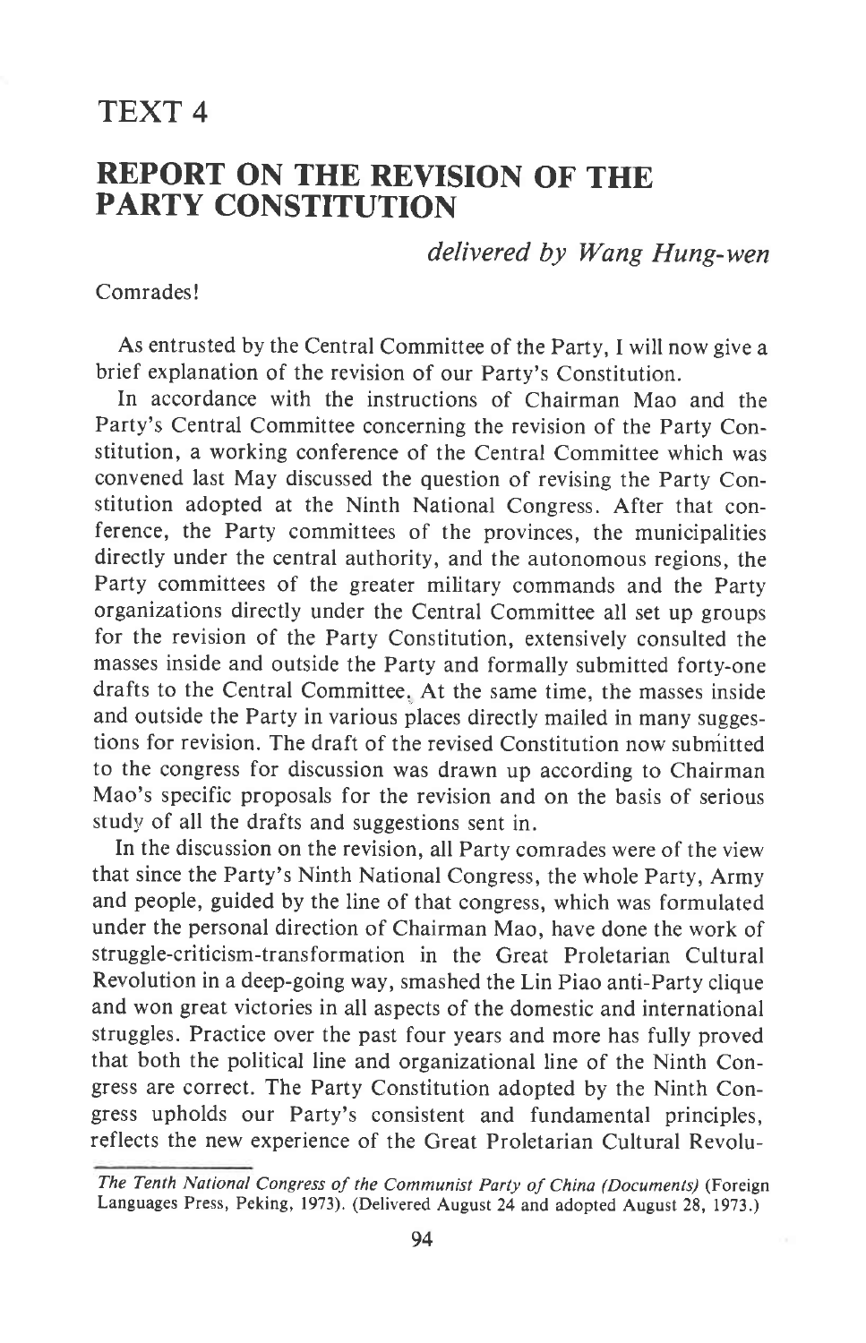# TEXT 4

## REPORT ON THE REVISION OF THE PARTY CONSTITUTION

*delivered by Wang Hung-wen*

Comrades!

As entrusted by the Central Committee of the Party, I will now give a brief explanation of the revision of our Party's Constitution.

In accordance with the instructions of Chairman Mao and the Party's Central Committee concerning the revision of the Party Constitution, a working conference of the Central Committee which was convened last May discussed the question of revising the Party Constitution adopted at the Ninth National Congress. After that conference, the Party committees of the provinces, the municipalities directly under the central authority, and the autonomous regions, the Party committees of the greater military commands and the Party organizations directly under the Central Committee all set up groups for the revision of the Party Constitution, extensively consulted the masses inside and outside the Party and formally submitted forty-one drafts to the Central Committee. At the same time, the masses inside and outside the Party in various places directly mailed in many suggestions for revision. The draft of the revised Constitution now submitted to the congress for discussion was drawn up according to Chairman Mao's specific proposals for the revision and on the basis of serious study of all the drafts and suggestions sent in.

In the discussion on the revision, all Party comrades were of the view that since the Party's Ninth National Congress, the whole Party, Army and people, guided by the line of that congress, which was formulated under the personal direction of Chairman Mao, have done the work of struggle-criticism-transformation in the Great Proletarian Cultural Revolution in a deep-going way, smashed the Lin Piao anti-Party clique and won great victories in all aspects of the domestic and international struggles. Practice over the past four years and more has fully proved that both the political line and organizational line of the Ninth Congress are correct. The Party Constitution adopted by the Ninth Congress upholds our Party's consistent and fundamental principles, reflects the new experience of the Great Proletarian Cultural Revolu-

*The Tenth National Congress of the Communist Party of China (Documents)* (Foreign Languages Press, Peking, 1973). (Delivered August 24 and adopted August 28, 1973.)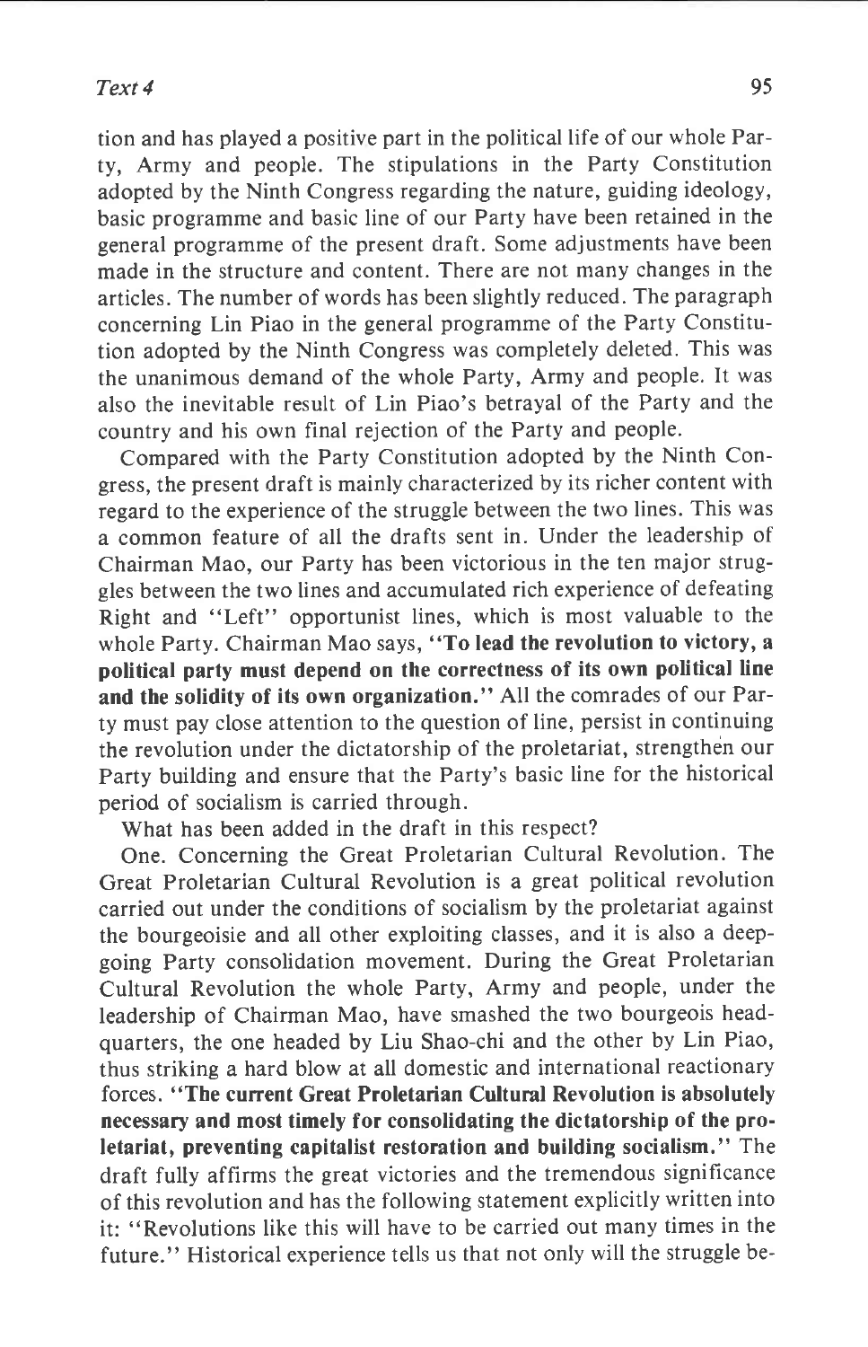tion and has played a positive part in the political life of our whole Party, Army and people. The stipulations in the Party Constitution adopted by the Ninth Congress regarding the nature, guiding ideology, basic programme and basic line of our Party have been retained in the general programme of the present draft. Some adjustments have been made in the structure and content. There are not many changes in the articles. The number of words has been slightly reduced. The paragraph concerning Lin Piao in the general programme of the Party Constitution adopted by the Ninth Congress was completely deleted. This was the unanimous demand of the whole Party, Army and people. It was also the inevitable result of Lin Piao's betrayal of the Party and the country and his own final rejection of the Party and people.

Compared with the Party Constitution adopted by the Ninth Congress, the present draft is mainly characterized by its richer content with regard to the experience of the struggle between the two lines. This was a common feature of all the drafts sent in. Under the leadership of Chairman Mao, our Party has been victorious in the ten major struggles between the two lines and accumulated rich experience of defeating Right and "Left" opportunist lines, which is most valuable to the whole Party. Chairman Mao says, **"To lead the revolution to victory, a political party must depend on the correctness of its own political line and the solidity of its own organization."** All the comrades of our Party must pay close attention to the question of line, persist in continuing the revolution under the dictatorship of the proletariat, strengthen our Party building and ensure that the Party's basic line for the historical period of socialism is carried through.

What has been added in the draft in this respect?

One. Concerning the Great Proletarian Cultural Revolution. The Great Proletarian Cultural Revolution is a great political revolution carried out under the conditions of socialism by the proletariat against the bourgeoisie and all other exploiting classes, and it is also a deep-going Party consolidation movement. During the Great Proletarian Cultural Revolution the whole Party, Army and people, under the leadership of Chairman Mao, have smashed the two bourgeois headquarters, the one headed by Liu Shao-chi and the other by Lin Piao, thus striking a hard blow at all domestic and international reactionary forces. **"The current Great Proletarian Cultural Revolution is absolutely necessary and most timely for consolidating the dictatorship of the proletariat, preventing capitalist restoration and building socialism."** The draft fully affirms the great victories and the tremendous significance of this revolution and has the following statement explicitly written into it: "Revolutions like this will have to be carried out many times in the future." Historical experience tells us that not only will the struggle be-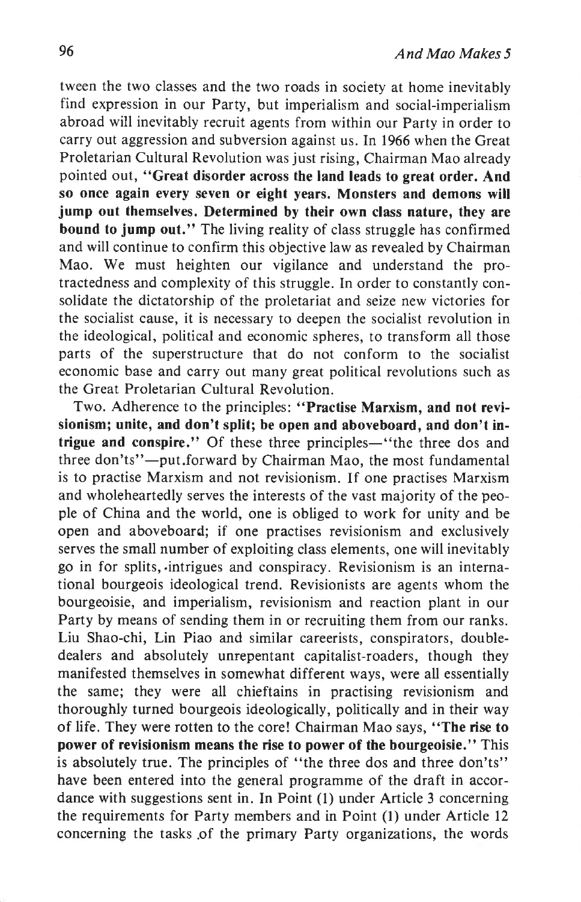tween the two classes and the two roads in society at home inevitably find expression in our Party, but imperialism and social-imperialism abroad will inevitably recruit agents from within our Party in order to carry out aggression and subversion against us. In 1966 when the Great Proletarian Cultural Revolution was just rising, Chairman Mao already pointed out, "**Great disorder across the land leads to great order. And so once again every seven or eight years. Monsters and demons will jump out themselves. Determined by their own class nature, they are bound to jump out.**" The living reality of class struggle has confirmed and will continue to confirm this objective law as revealed by Chairman Mao. We must heighten our vigilance and understand the protractedness and complexity of this struggle. In order to constantly consolidate the dictatorship of the proletariat and seize new victories for the socialist cause, it is necessary to deepen the socialist revolution in the ideological, political and economic spheres, to transform all those parts of the superstructure that do not conform to the socialist economic base and carry out many great political revolutions such as the Great Proletarian Cultural Revolution.

Two. Adherence to the principles: "**Practise Marxism, and not revisionism; unite, and don't split; be open and aboveboard, and don't intrigue and conspire.**" Of these three principles—"the three dos and three don'ts"—put forward by Chairman Mao, the most fundamental is to practise Marxism and not revisionism. If one practises Marxism and wholeheartedly serves the interests of the vast majority of the people of China and the world, one is obliged to work for unity and be open and aboveboard; if one practises revisionism and exclusively serves the small number of exploiting class elements, one will inevitably go in for splits, intrigues and conspiracy. Revisionism is an international bourgeois ideological trend. Revisionists are agents whom the bourgeoisie, and imperialism, revisionism and reaction plant in our Party by means of sending them in or recruiting them from our ranks. Liu Shao-chi, Lin Piao and similar careerists, conspirators, double-dealers and absolutely unrepentant capitalist-roaders, though they manifested themselves in somewhat different ways, were all essentially the same; they were all chieftains in practising revisionism and thoroughly turned bourgeois ideologically, politically and in their way of life. They were rotten to the core! Chairman Mao says, "**The rise to power of revisionism means the rise to power of the bourgeoisie.**" This is absolutely true. The principles of "the three dos and three don'ts" have been entered into the general programme of the draft in accordance with suggestions sent in. In Point (1) under Article 3 concerning the requirements for Party members and in Point (1) under Article 12 concerning the tasks of the primary Party organizations, the words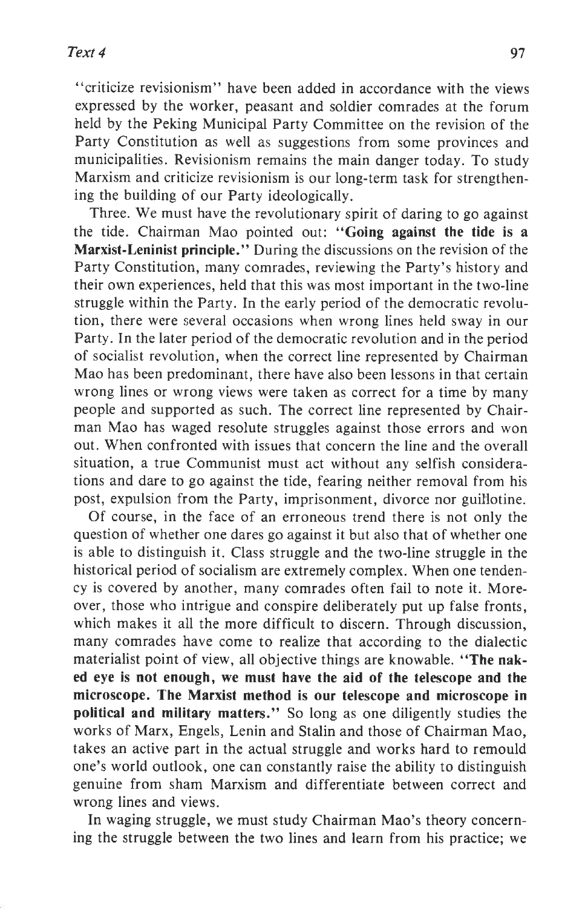"criticize revisionism" have been added in accordance with the views expressed by the worker, peasant and soldier comrades at the forum held by the Peking Municipal Party Committee on the revision of the Party Constitution as well as suggestions from some provinces and municipalities. Revisionism remains the main danger today. To study Marxism and criticize revisionism is our long-term task for strengthening the building of our Party ideologically.

Three. We must have the revolutionary spirit of daring to go against the tide. Chairman Mao pointed out: **"Going against the tide is a Marxist-Leninist principle."** During the discussions on the revision of the Party Constitution, many comrades, reviewing the Party's history and their own experiences, held that this was most important in the two-line struggle within the Party. In the early period of the democratic revolution, there were several occasions when wrong lines held sway in our Party. In the later period of the democratic revolution and in the period of socialist revolution, when the correct line represented by Chairman Mao has been predominant, there have also been lessons in that certain wrong lines or wrong views were taken as correct for a time by many people and supported as such. The correct line represented by Chairman Mao has waged resolute struggles against those errors and won out. When confronted with issues that concern the line and the overall situation, a true Communist must act without any selfish considerations and dare to go against the tide, fearing neither removal from his post, expulsion from the Party, imprisonment, divorce nor guillotine.

Of course, in the face of an erroneous trend there is not only the question of whether one dares go against it but also that of whether one is able to distinguish it. Class struggle and the two-line struggle in the historical period of socialism are extremely complex. When one tendency is covered by another, many comrades often fail to note it. Moreover, those who intrigue and conspire deliberately put up false fronts, which makes it all the more difficult to discern. Through discussion, many comrades have come to realize that according to the dialectic materialist point of view, all objective things are knowable. **"The naked eye is not enough, we must have the aid of the telescope and the microscope. The Marxist method is our telescope and microscope in political and military matters."** So long as one diligently studies the works of Marx, Engels, Lenin and Stalin and those of Chairman Mao, takes an active part in the actual struggle and works hard to remould one's world outlook, one can constantly raise the ability to distinguish genuine from sham Marxism and differentiate between correct and wrong lines and views.

In waging struggle, we must study Chairman Mao's theory concerning the struggle between the two lines and learn from his practice; we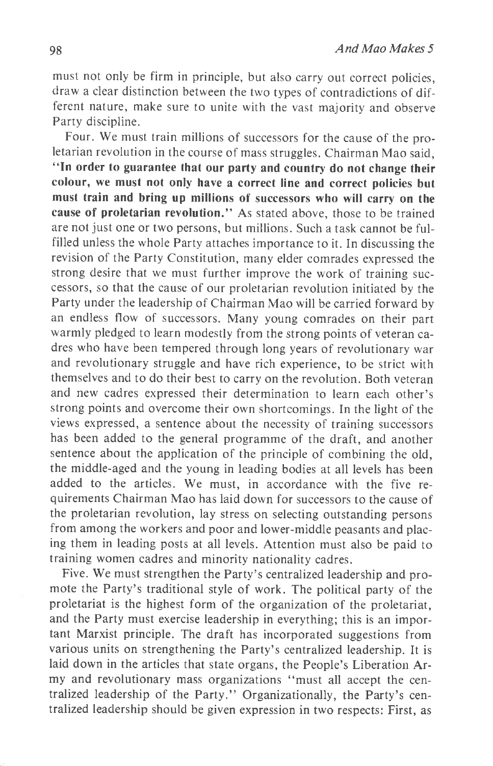must not only be firm in principle, but also carry out correct policies, draw a clear distinction between the two types of contradictions of different nature, make sure to unite with the vast majority and observe Party discipline.

Four. We must train millions of successors for the cause of the proletarian revolution in the course of mass struggles. Chairman Mao said, **"In order to guarantee that our party and country do not change their colour, we must not only have a correct line and correct policies but must train and bring up millions of successors who will carry on the cause of proletarian revolution."** As stated above, those to be trained are not just one or two persons, but millions. Such a task cannot be fulfilled unless the whole Party attaches importance to it. In discussing the revision of the Party Constitution, many elder comrades expressed the strong desire that we must further improve the work of training successors, so that the cause of our proletarian revolution initiated by the Party under the leadership of Chairman Mao will be carried forward by an endless flow of successors. Many young comrades on their part warmly pledged to learn modestly from the strong points of veteran cadres who have been tempered through long years of revolutionary war and revolutionary struggle and have rich experience, to be strict with themselves and to do their best to carry on the revolution. Both veteran and new cadres expressed their determination to learn each other's strong points and overcome their own shortcomings. In the light of the views expressed, a sentence about the necessity of training successors has been added to the general programme of the draft, and another sentence about the application of the principle of combining the old, the middle-aged and the young in leading bodies at all levels has been added to the articles. We must, in accordance with the five requirements Chairman Mao has laid down for successors to the cause of the proletarian revolution, lay stress on selecting outstanding persons from among the workers and poor and lower-middle peasants and placing them in leading posts at all levels. Attention must also be paid to training women cadres and minority nationality cadres.

Five. We must strengthen the Party's centralized leadership and promote the Party's traditional style of work. The political party of the proletariat is the highest form of the organization of the proletariat, and the Party must exercise leadership in everything; this is an important Marxist principle. The draft has incorporated suggestions from various units on strengthening the Party's centralized leadership. It is laid down in the articles that state organs, the People's Liberation Army and revolutionary mass organizations "must all accept the centralized leadership of the Party." Organizationally, the Party's centralized leadership should be given expression in two respects: First, as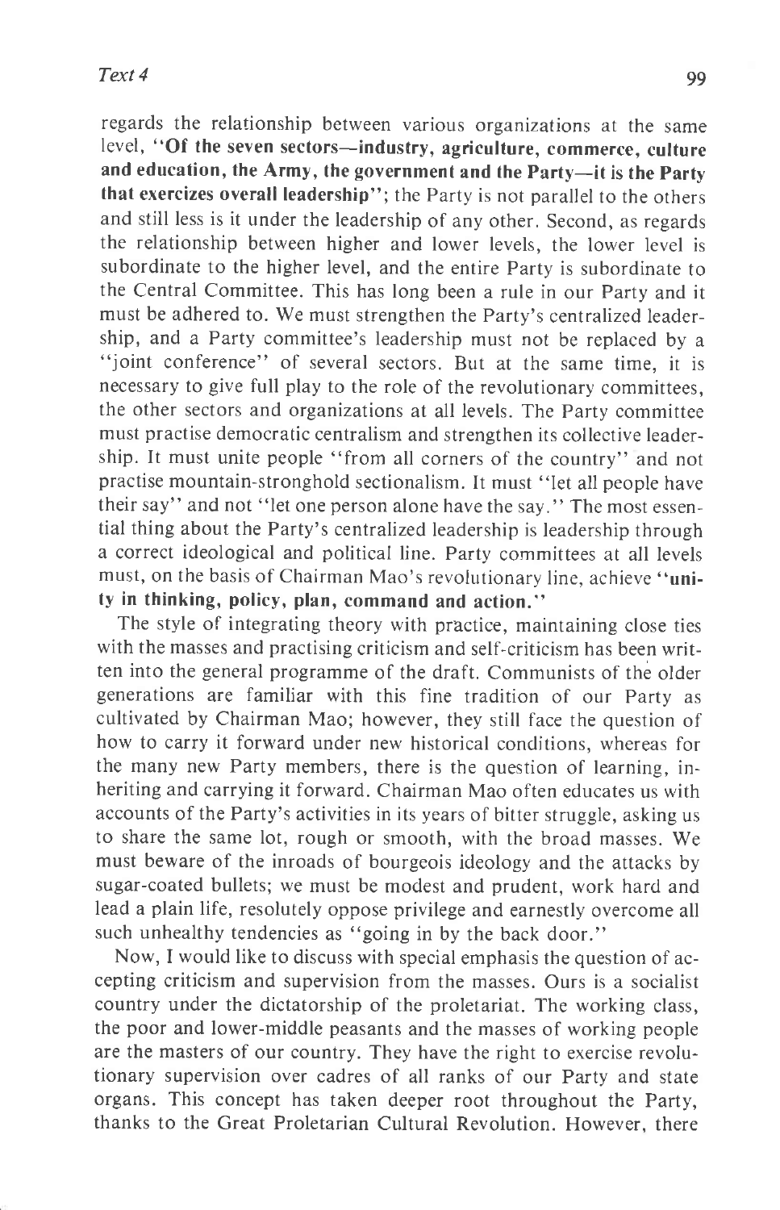regards the relationship between various organizations at the same level, "**Of the seven sectors—industry, agriculture, commerce, culture and education, the Army, the government and the Party—it is the Party that exercizes overall leadership**"; the Party is not parallel to the others and still less is it under the leadership of any other. Second, as regards the relationship between higher and lower levels, the lower level is subordinate to the higher level, and the entire Party is subordinate to the Central Committee. This has long been a rule in our Party and it must be adhered to. We must strengthen the Party's centralized leadership, and a Party committee's leadership must not be replaced by a "joint conference" of several sectors. But at the same time, it is necessary to give full play to the role of the revolutionary committees, the other sectors and organizations at all levels. The Party committee must practise democratic centralism and strengthen its collective leadership. It must unite people "from all corners of the country" and not practise mountain-stronghold sectionalism. It must "let all people have their say" and not "let one person alone have the say." The most essential thing about the Party's centralized leadership is leadership through a correct ideological and political line. Party committees at all levels must, on the basis of Chairman Mao's revolutionary line, achieve "**unity in thinking, policy, plan, command and action.**"

The style of integrating theory with practice, maintaining close ties with the masses and practising criticism and self-criticism has been written into the general programme of the draft. Communists of the older generations are familiar with this fine tradition of our Party as cultivated by Chairman Mao; however, they still face the question of how to carry it forward under new historical conditions, whereas for the many new Party members, there is the question of learning, inheriting and carrying it forward. Chairman Mao often educates us with accounts of the Party's activities in its years of bitter struggle, asking us to share the same lot, rough or smooth, with the broad masses. We must beware of the inroads of bourgeois ideology and the attacks by sugar-coated bullets; we must be modest and prudent, work hard and lead a plain life, resolutely oppose privilege and earnestly overcome all such unhealthy tendencies as "going in by the back door."

Now, I would like to discuss with special emphasis the question of accepting criticism and supervision from the masses. Ours is a socialist country under the dictatorship of the proletariat. The working class, the poor and lower-middle peasants and the masses of working people are the masters of our country. They have the right to exercise revolutionary supervision over cadres of all ranks of our Party and state organs. This concept has taken deeper root throughout the Party, thanks to the Great Proletarian Cultural Revolution. However, there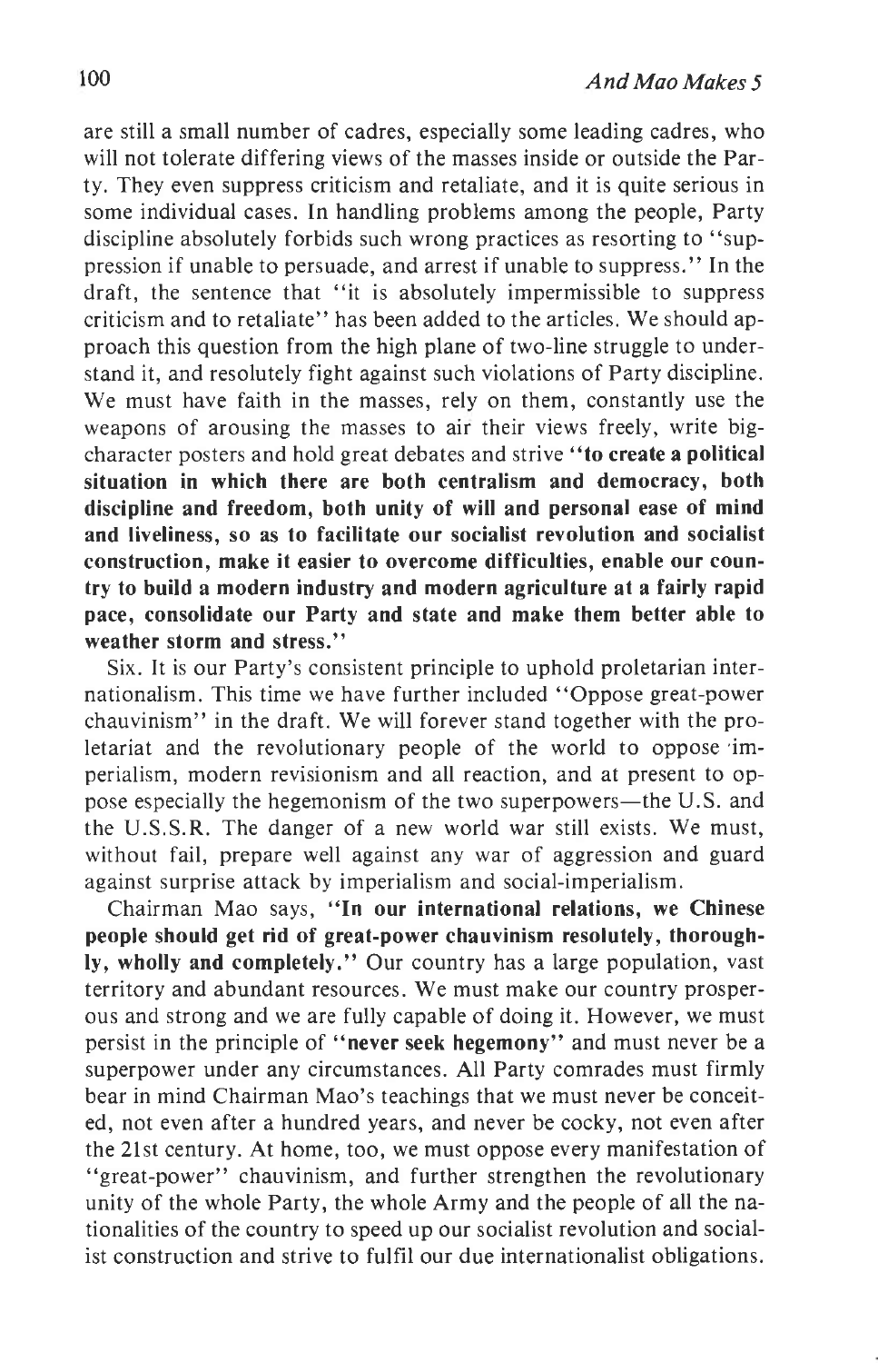are still a small number of cadres, especially some leading cadres, who will not tolerate differing views of the masses inside or outside the Party. They even suppress criticism and retaliate, and it is quite serious in some individual cases. In handling problems among the people, Party discipline absolutely forbids such wrong practices as resorting to "suppression if unable to persuade, and arrest if unable to suppress." In the draft, the sentence that "it is absolutely impermissible to suppress criticism and to retaliate" has been added to the articles. We should approach this question from the high plane of two-line struggle to understand it, and resolutely fight against such violations of Party discipline. We must have faith in the masses, rely on them, constantly use the weapons of arousing the masses to air their views freely, write big-character posters and hold great debates and strive **"to create a political situation in which there are both centralism and democracy, both discipline and freedom, both unity of will and personal ease of mind and liveliness, so as to facilitate our socialist revolution and socialist construction, make it easier to overcome difficulties, enable our country to build a modern industry and modern agriculture at a fairly rapid pace, consolidate our Party and state and make them better able to weather storm and stress."**

Six. It is our Party's consistent principle to uphold proletarian internationalism. This time we have further included "Oppose great-power chauvinism" in the draft. We will forever stand together with the proletariat and the revolutionary people of the world to oppose imperialism, modern revisionism and all reaction, and at present to oppose especially the hegemonism of the two superpowers—the U.S. and the U.S.S.R. The danger of a new world war still exists. We must, without fail, prepare well against any war of aggression and guard against surprise attack by imperialism and social-imperialism.

Chairman Mao says, **"In our international relations, we Chinese people should get rid of great-power chauvinism resolutely, thoroughly, wholly and completely."** Our country has a large population, vast territory and abundant resources. We must make our country prosperous and strong and we are fully capable of doing it. However, we must persist in the principle of **"never seek hegemony"** and must never be a superpower under any circumstances. All Party comrades must firmly bear in mind Chairman Mao's teachings that we must never be conceited, not even after a hundred years, and never be cocky, not even after the 21st century. At home, too, we must oppose every manifestation of "great-power" chauvinism, and further strengthen the revolutionary unity of the whole Party, the whole Army and the people of all the nationalities of the country to speed up our socialist revolution and socialist construction and strive to fulfil our due internationalist obligations.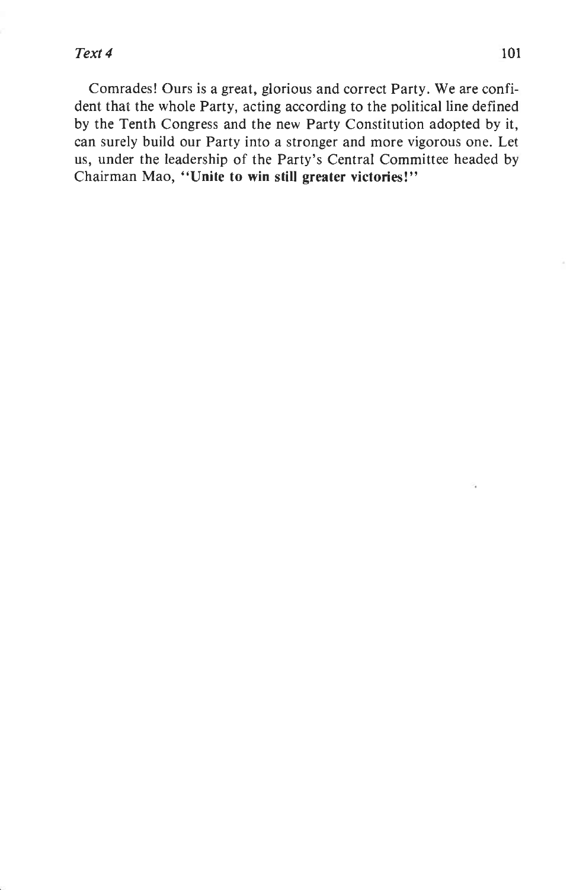Comrades! Ours is a great, glorious and correct Party. We are confident that the whole Party, acting according to the political line defined by the Tenth Congress and the new Party Constitution adopted by it, can surely build our Party into a stronger and more vigorous one. Let us, under the leadership of the Party's Central Committee headed by Chairman Mao, "**Unite to win still greater victories!**"